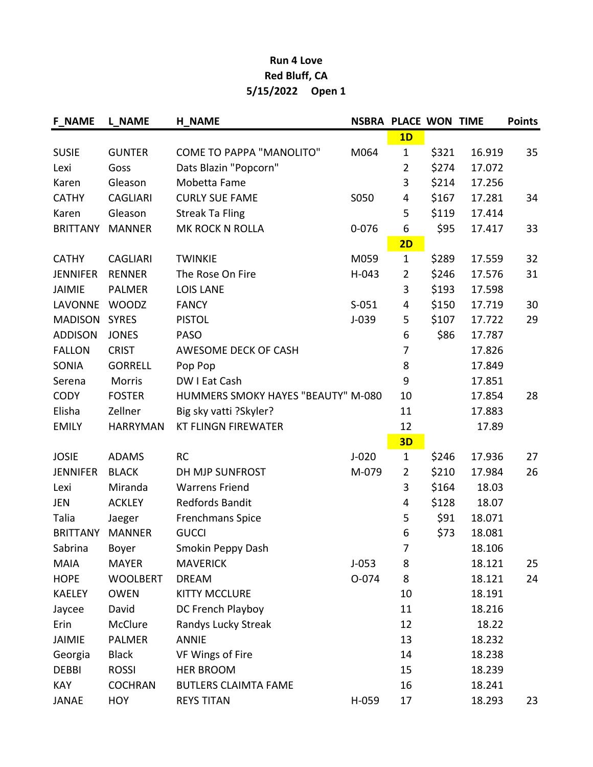**Run 4 Love**

**Red Bluff, CA**

**5/15/2022 Open 1**

| F_NAME | L_NAME | H_NAME | NSBRA | PLACE | WON | TIME | Points |
|---|---|---|---|---|---|---|---|
| | | | | **1D** | | | |
| SUSIE | GUNTER | COME TO PAPPA "MANOLITO" | M064 | 1 | $321 | 16.919 | 35 |
| Lexi | Goss | Dats Blazin "Popcorn" | | 2 | $274 | 17.072 | |
| Karen | Gleason | Mobetta Fame | | 3 | $214 | 17.256 | |
| CATHY | CAGLIARI | CURLY SUE FAME | S050 | 4 | $167 | 17.281 | 34 |
| Karen | Gleason | Streak Ta Fling | | 5 | $119 | 17.414 | |
| BRITTANY | MANNER | MK ROCK N ROLLA | 0-076 | 6 | $95 | 17.417 | 33 |
| | | | | **2D** | | | |
| CATHY | CAGLIARI | TWINKIE | M059 | 1 | $289 | 17.559 | 32 |
| JENNIFER | RENNER | The Rose On Fire | H-043 | 2 | $246 | 17.576 | 31 |
| JAIMIE | PALMER | LOIS LANE | | 3 | $193 | 17.598 | |
| LAVONNE | WOODZ | FANCY | S-051 | 4 | $150 | 17.719 | 30 |
| MADISON | SYRES | PISTOL | J-039 | 5 | $107 | 17.722 | 29 |
| ADDISON | JONES | PASO | | 6 | $86 | 17.787 | |
| FALLON | CRIST | AWESOME DECK OF CASH | | 7 | | 17.826 | |
| SONIA | GORRELL | Pop Pop | | 8 | | 17.849 | |
| Serena | Morris | DW I Eat Cash | | 9 | | 17.851 | |
| CODY | FOSTER | HUMMERS SMOKY HAYES "BEAUTY" | M-080 | 10 | | 17.854 | 28 |
| Elisha | Zellner | Big sky vatti ?Skyler? | | 11 | | 17.883 | |
| EMILY | HARRYMAN | KT FLINGN FIREWATER | | 12 | | 17.89 | |
| | | | | **3D** | | | |
| JOSIE | ADAMS | RC | J-020 | 1 | $246 | 17.936 | 27 |
| JENNIFER | BLACK | DH MJP SUNFROST | M-079 | 2 | $210 | 17.984 | 26 |
| Lexi | Miranda | Warrens Friend | | 3 | $164 | 18.03 | |
| JEN | ACKLEY | Redfords Bandit | | 4 | $128 | 18.07 | |
| Talia | Jaeger | Frenchmans Spice | | 5 | $91 | 18.071 | |
| BRITTANY | MANNER | GUCCI | | 6 | $73 | 18.081 | |
| Sabrina | Boyer | Smokin Peppy Dash | | 7 | | 18.106 | |
| MAIA | MAYER | MAVERICK | J-053 | 8 | | 18.121 | 25 |
| HOPE | WOOLBERT | DREAM | O-074 | 8 | | 18.121 | 24 |
| KAELEY | OWEN | KITTY MCCLURE | | 10 | | 18.191 | |
| Jaycee | David | DC French Playboy | | 11 | | 18.216 | |
| Erin | McClure | Randys Lucky Streak | | 12 | | 18.22 | |
| JAIMIE | PALMER | ANNIE | | 13 | | 18.232 | |
| Georgia | Black | VF Wings of Fire | | 14 | | 18.238 | |
| DEBBI | ROSSI | HER BROOM | | 15 | | 18.239 | |
| KAY | COCHRAN | BUTLERS CLAIMTA FAME | | 16 | | 18.241 | |
| JANAE | HOY | REYS TITAN | H-059 | 17 | | 18.293 | 23 |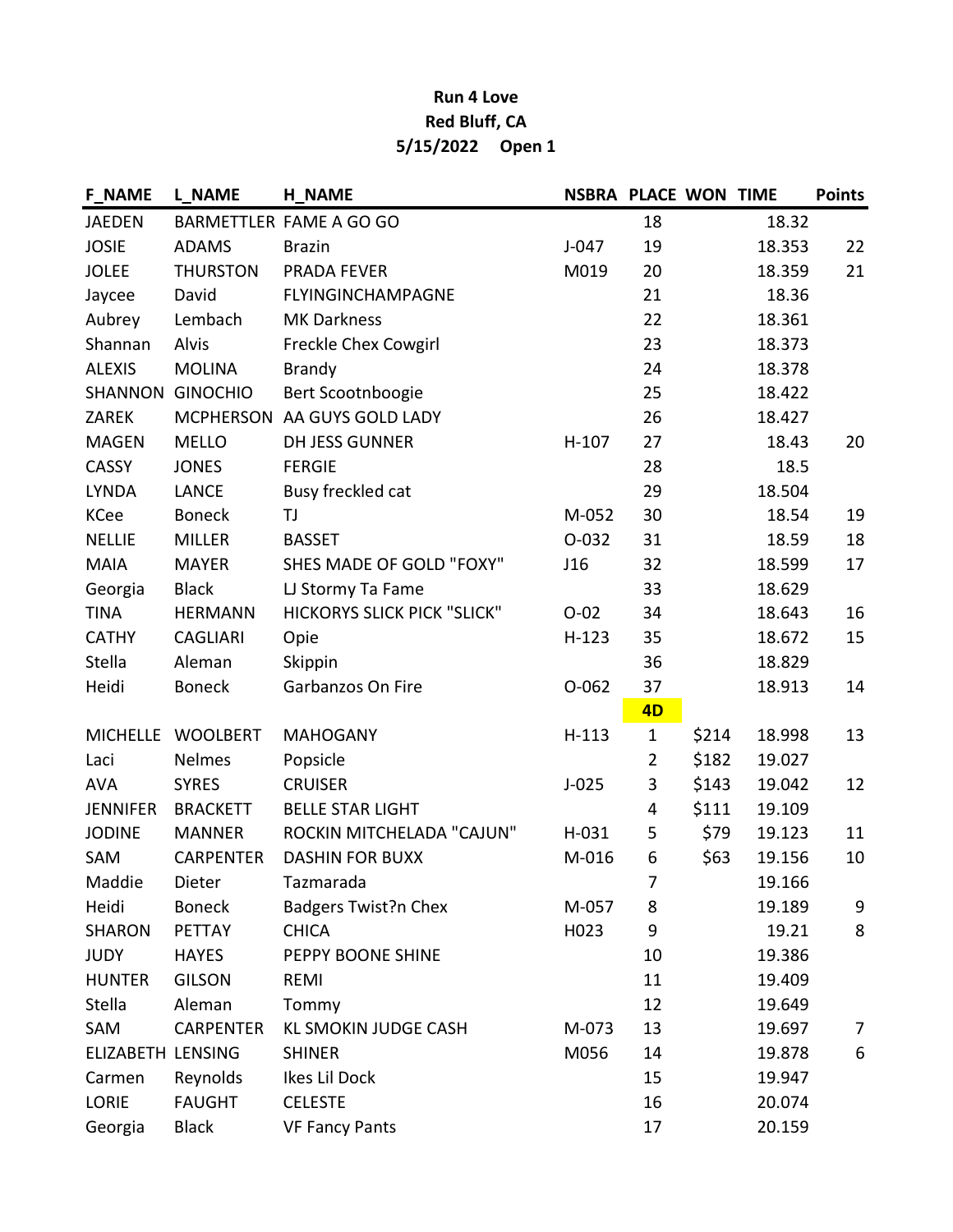**Run 4 Love**
**Red Bluff, CA**
**5/15/2022 Open 1**

| F_NAME | L_NAME | H_NAME | NSBRA | PLACE | WON | TIME | Points |
|---|---|---|---|---|---|---|---|
| JAEDEN | BARMETTLER | FAME A GO GO | | 18 | | 18.32 | |
| JOSIE | ADAMS | Brazin | J-047 | 19 | | 18.353 | 22 |
| JOLEE | THURSTON | PRADA FEVER | M019 | 20 | | 18.359 | 21 |
| Jaycee | David | FLYINGINCHAMPAGNE | | 21 | | 18.36 | |
| Aubrey | Lembach | MK Darkness | | 22 | | 18.361 | |
| Shannan | Alvis | Freckle Chex Cowgirl | | 23 | | 18.373 | |
| ALEXIS | MOLINA | Brandy | | 24 | | 18.378 | |
| SHANNON | GINOCHIO | Bert Scootnboogie | | 25 | | 18.422 | |
| ZAREK | MCPHERSON | AA GUYS GOLD LADY | | 26 | | 18.427 | |
| MAGEN | MELLO | DH JESS GUNNER | H-107 | 27 | | 18.43 | 20 |
| CASSY | JONES | FERGIE | | 28 | | 18.5 | |
| LYNDA | LANCE | Busy freckled cat | | 29 | | 18.504 | |
| KCee | Boneck | TJ | M-052 | 30 | | 18.54 | 19 |
| NELLIE | MILLER | BASSET | O-032 | 31 | | 18.59 | 18 |
| MAIA | MAYER | SHES MADE OF GOLD "FOXY" | J16 | 32 | | 18.599 | 17 |
| Georgia | Black | LJ Stormy Ta Fame | | 33 | | 18.629 | |
| TINA | HERMANN | HICKORYS SLICK PICK "SLICK" | O-02 | 34 | | 18.643 | 16 |
| CATHY | CAGLIARI | Opie | H-123 | 35 | | 18.672 | 15 |
| Stella | Aleman | Skippin | | 36 | | 18.829 | |
| Heidi | Boneck | Garbanzos On Fire | O-062 | 37 | | 18.913 | 14 |
| | | | | **4D** | | | |
| MICHELLE | WOOLBERT | MAHOGANY | H-113 | 1 | $214 | 18.998 | 13 |
| Laci | Nelmes | Popsicle | | 2 | $182 | 19.027 | |
| AVA | SYRES | CRUISER | J-025 | 3 | $143 | 19.042 | 12 |
| JENNIFER | BRACKETT | BELLE STAR LIGHT | | 4 | $111 | 19.109 | |
| JODINE | MANNER | ROCKIN MITCHELADA "CAJUN" | H-031 | 5 | $79 | 19.123 | 11 |
| SAM | CARPENTER | DASHIN FOR BUXX | M-016 | 6 | $63 | 19.156 | 10 |
| Maddie | Dieter | Tazmarada | | 7 | | 19.166 | |
| Heidi | Boneck | Badgers Twist?n Chex | M-057 | 8 | | 19.189 | 9 |
| SHARON | PETTAY | CHICA | H023 | 9 | | 19.21 | 8 |
| JUDY | HAYES | PEPPY BOONE SHINE | | 10 | | 19.386 | |
| HUNTER | GILSON | REMI | | 11 | | 19.409 | |
| Stella | Aleman | Tommy | | 12 | | 19.649 | |
| SAM | CARPENTER | KL SMOKIN JUDGE CASH | M-073 | 13 | | 19.697 | 7 |
| ELIZABETH | LENSING | SHINER | M056 | 14 | | 19.878 | 6 |
| Carmen | Reynolds | Ikes Lil Dock | | 15 | | 19.947 | |
| LORIE | FAUGHT | CELESTE | | 16 | | 20.074 | |
| Georgia | Black | VF Fancy Pants | | 17 | | 20.159 | |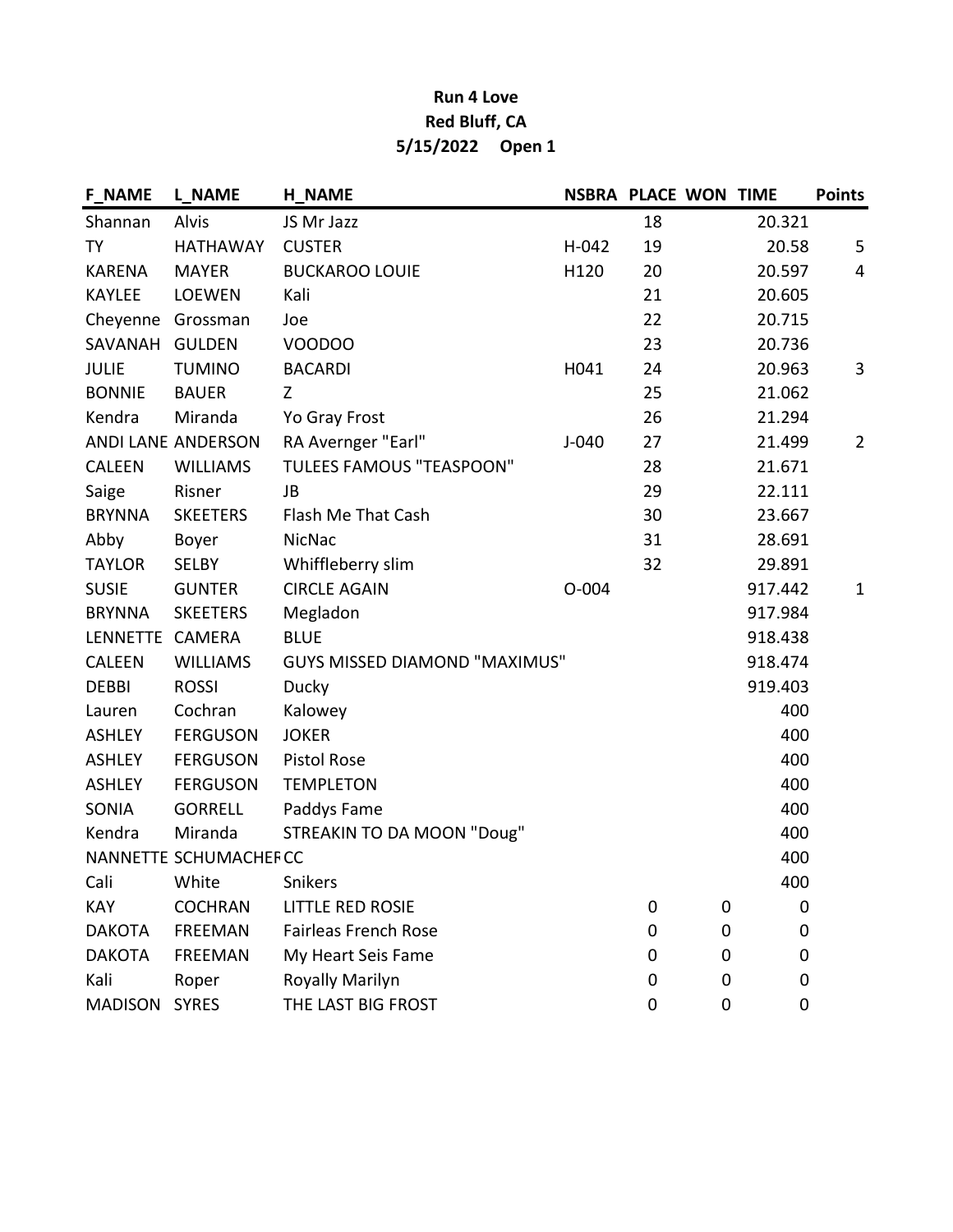**Run 4 Love**

**Red Bluff, CA**

**5/15/2022 Open 1**

| F_NAME | L_NAME | H_NAME | NSBRA | PLACE | WON | TIME | Points |
|---|---|---|---|---|---|---|---|
| Shannan | Alvis | JS Mr Jazz | | 18 | | 20.321 | |
| TY | HATHAWAY | CUSTER | H-042 | 19 | | 20.58 | 5 |
| KARENA | MAYER | BUCKAROO LOUIE | H120 | 20 | | 20.597 | 4 |
| KAYLEE | LOEWEN | Kali | | 21 | | 20.605 | |
| Cheyenne | Grossman | Joe | | 22 | | 20.715 | |
| SAVANAH | GULDEN | VOODOO | | 23 | | 20.736 | |
| JULIE | TUMINO | BACARDI | H041 | 24 | | 20.963 | 3 |
| BONNIE | BAUER | Z | | 25 | | 21.062 | |
| Kendra | Miranda | Yo Gray Frost | | 26 | | 21.294 | |
| ANDI LANE | ANDERSON | RA Avernger "Earl" | J-040 | 27 | | 21.499 | 2 |
| CALEEN | WILLIAMS | TULEES FAMOUS "TEASPOON" | | 28 | | 21.671 | |
| Saige | Risner | JB | | 29 | | 22.111 | |
| BRYNNA | SKEETERS | Flash Me That Cash | | 30 | | 23.667 | |
| Abby | Boyer | NicNac | | 31 | | 28.691 | |
| TAYLOR | SELBY | Whiffleberry slim | | 32 | | 29.891 | |
| SUSIE | GUNTER | CIRCLE AGAIN | O-004 | | | 917.442 | 1 |
| BRYNNA | SKEETERS | Megladon | | | | 917.984 | |
| LENNETTE | CAMERA | BLUE | | | | 918.438 | |
| CALEEN | WILLIAMS | GUYS MISSED DIAMOND "MAXIMUS" | | | | 918.474 | |
| DEBBI | ROSSI | Ducky | | | | 919.403 | |
| Lauren | Cochran | Kalowey | | | | 400 | |
| ASHLEY | FERGUSON | JOKER | | | | 400 | |
| ASHLEY | FERGUSON | Pistol Rose | | | | 400 | |
| ASHLEY | FERGUSON | TEMPLETON | | | | 400 | |
| SONIA | GORRELL | Paddys Fame | | | | 400 | |
| Kendra | Miranda | STREAKIN TO DA MOON "Doug" | | | | 400 | |
| NANNETTE | SCHUMACHEF | CC | | | | 400 | |
| Cali | White | Snikers | | | | 400 | |
| KAY | COCHRAN | LITTLE RED ROSIE | | 0 | 0 | 0 | |
| DAKOTA | FREEMAN | Fairleas French Rose | | 0 | 0 | 0 | |
| DAKOTA | FREEMAN | My Heart Seis Fame | | 0 | 0 | 0 | |
| Kali | Roper | Royally Marilyn | | 0 | 0 | 0 | |
| MADISON | SYRES | THE LAST BIG FROST | | 0 | 0 | 0 | |